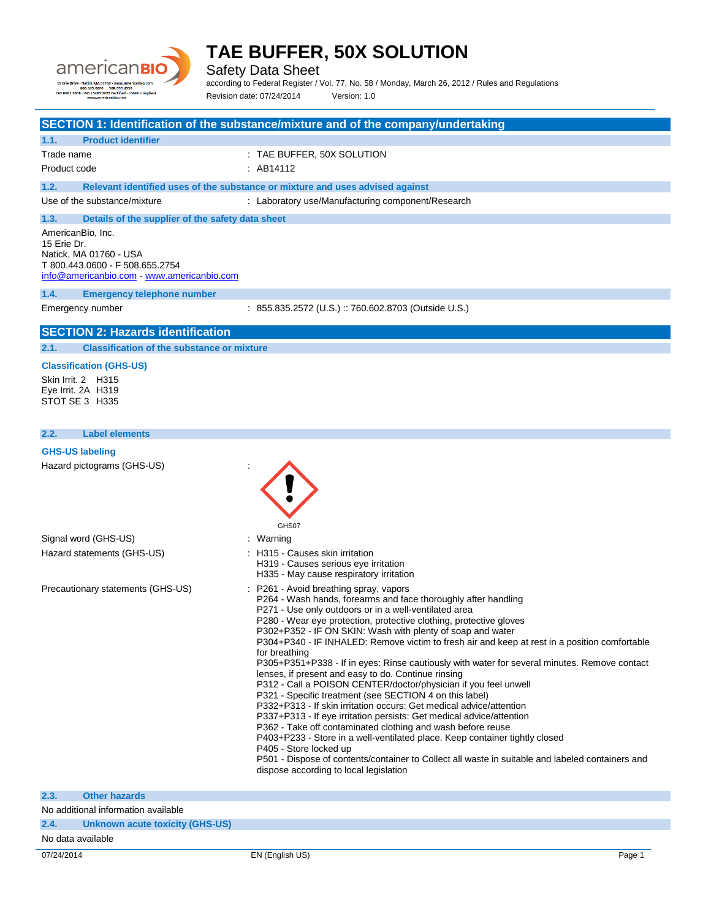# TAE BUFFER, 50X SOLUTION

Safety Data Sheet

according to Federal Register / Vol. 77, No. 58 / Monday, March 26, 2012 / Rules and Regulations

Revision date: 07/24/2014 Version: 1.0

## SECTION 1: Identification of the substance/mixture and of the company/undertaking

### 1.1. Product identifier

Trade name : TAE BUFFER, 50X SOLUTION

Product code : AB14112

### 1.2. Relevant identified uses of the substance or mixture and uses advised against

Use of the substance/mixture : Laboratory use/Manufacturing component/Research

### 1.3. Details of the supplier of the safety data sheet

AmericanBio, Inc.
15 Erie Dr.
Natick, MA 01760 - USA
T 800.443.0600 - F 508.655.2754
info@americanbio.com - www.americanbio.com

### 1.4. Emergency telephone number

Emergency number : 855.835.2572 (U.S.) :: 760.602.8703 (Outside U.S.)

## SECTION 2: Hazards identification

### 2.1. Classification of the substance or mixture

**Classification (GHS-US)**

Skin Irrit. 2 H315
Eye Irrit. 2A H319
STOT SE 3 H335

### 2.2. Label elements

**GHS-US labeling**

Hazard pictograms (GHS-US) :

GHS07

Signal word (GHS-US) : Warning

Hazard statements (GHS-US) :
- H315 - Causes skin irritation
- H319 - Causes serious eye irritation
- H335 - May cause respiratory irritation

Precautionary statements (GHS-US) :
- P261 - Avoid breathing spray, vapors
- P264 - Wash hands, forearms and face thoroughly after handling
- P271 - Use only outdoors or in a well-ventilated area
- P280 - Wear eye protection, protective clothing, protective gloves
- P302+P352 - IF ON SKIN: Wash with plenty of soap and water
- P304+P340 - IF INHALED: Remove victim to fresh air and keep at rest in a position comfortable for breathing
- P305+P351+P338 - If in eyes: Rinse cautiously with water for several minutes. Remove contact lenses, if present and easy to do. Continue rinsing
- P312 - Call a POISON CENTER/doctor/physician if you feel unwell
- P321 - Specific treatment (see SECTION 4 on this label)
- P332+P313 - If skin irritation occurs: Get medical advice/attention
- P337+P313 - If eye irritation persists: Get medical advice/attention
- P362 - Take off contaminated clothing and wash before reuse
- P403+P233 - Store in a well-ventilated place. Keep container tightly closed
- P405 - Store locked up
- P501 - Dispose of contents/container to Collect all waste in suitable and labeled containers and dispose according to local legislation

### 2.3. Other hazards

No additional information available

### 2.4. Unknown acute toxicity (GHS-US)

No data available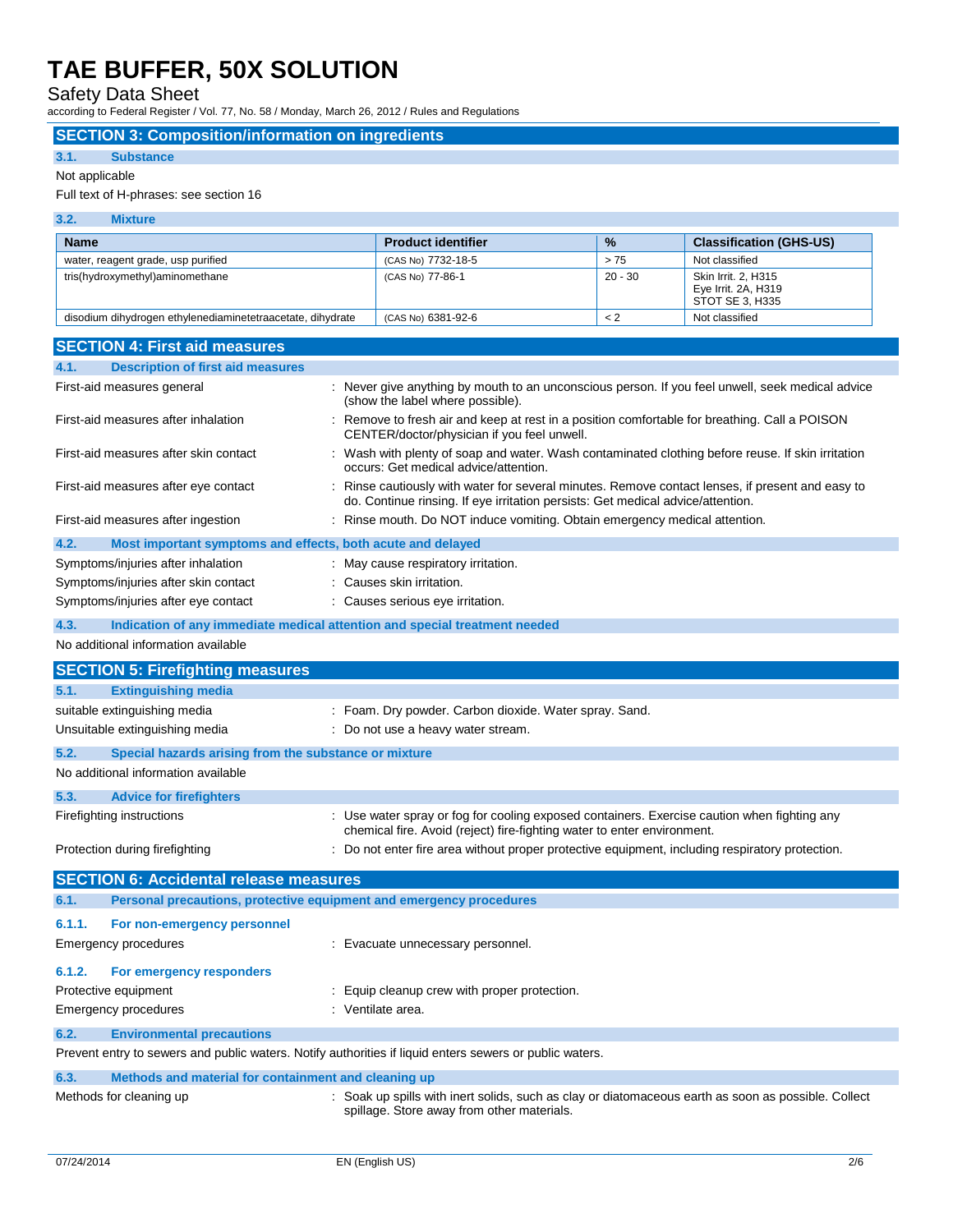## SECTION 3: Composition/information on ingredients

### 3.1. Substance

Not applicable

Full text of H-phrases: see section 16

### 3.2. Mixture

| Name | Product identifier | % | Classification (GHS-US) |
|---|---|---|---|
| water, reagent grade, usp purified | (CAS No) 7732-18-5 | > 75 | Not classified |
| tris(hydroxymethyl)aminomethane | (CAS No) 77-86-1 | 20 - 30 | Skin Irrit. 2, H315<br>Eye Irrit. 2A, H319<br>STOT SE 3, H335 |
| disodium dihydrogen ethylenediaminetetraacetate, dihydrate | (CAS No) 6381-92-6 | < 2 | Not classified |

## SECTION 4: First aid measures

### 4.1. Description of first aid measures

First-aid measures general : Never give anything by mouth to an unconscious person. If you feel unwell, seek medical advice (show the label where possible).

First-aid measures after inhalation : Remove to fresh air and keep at rest in a position comfortable for breathing. Call a POISON CENTER/doctor/physician if you feel unwell.

First-aid measures after skin contact : Wash with plenty of soap and water. Wash contaminated clothing before reuse. If skin irritation occurs: Get medical advice/attention.

First-aid measures after eye contact : Rinse cautiously with water for several minutes. Remove contact lenses, if present and easy to do. Continue rinsing. If eye irritation persists: Get medical advice/attention.

First-aid measures after ingestion : Rinse mouth. Do NOT induce vomiting. Obtain emergency medical attention.

### 4.2. Most important symptoms and effects, both acute and delayed

Symptoms/injuries after inhalation : May cause respiratory irritation.

Symptoms/injuries after skin contact : Causes skin irritation.

Symptoms/injuries after eye contact : Causes serious eye irritation.

### 4.3. Indication of any immediate medical attention and special treatment needed

No additional information available

## SECTION 5: Firefighting measures

### 5.1. Extinguishing media

suitable extinguishing media : Foam. Dry powder. Carbon dioxide. Water spray. Sand.

Unsuitable extinguishing media : Do not use a heavy water stream.

### 5.2. Special hazards arising from the substance or mixture

No additional information available

### 5.3. Advice for firefighters

Firefighting instructions : Use water spray or fog for cooling exposed containers. Exercise caution when fighting any chemical fire. Avoid (reject) fire-fighting water to enter environment.

Protection during firefighting : Do not enter fire area without proper protective equipment, including respiratory protection.

## SECTION 6: Accidental release measures

### 6.1. Personal precautions, protective equipment and emergency procedures

#### 6.1.1. For non-emergency personnel

Emergency procedures : Evacuate unnecessary personnel.

#### 6.1.2. For emergency responders

Protective equipment : Equip cleanup crew with proper protection.

Emergency procedures : Ventilate area.

### 6.2. Environmental precautions

Prevent entry to sewers and public waters. Notify authorities if liquid enters sewers or public waters.

### 6.3. Methods and material for containment and cleaning up

Methods for cleaning up : Soak up spills with inert solids, such as clay or diatomaceous earth as soon as possible. Collect spillage. Store away from other materials.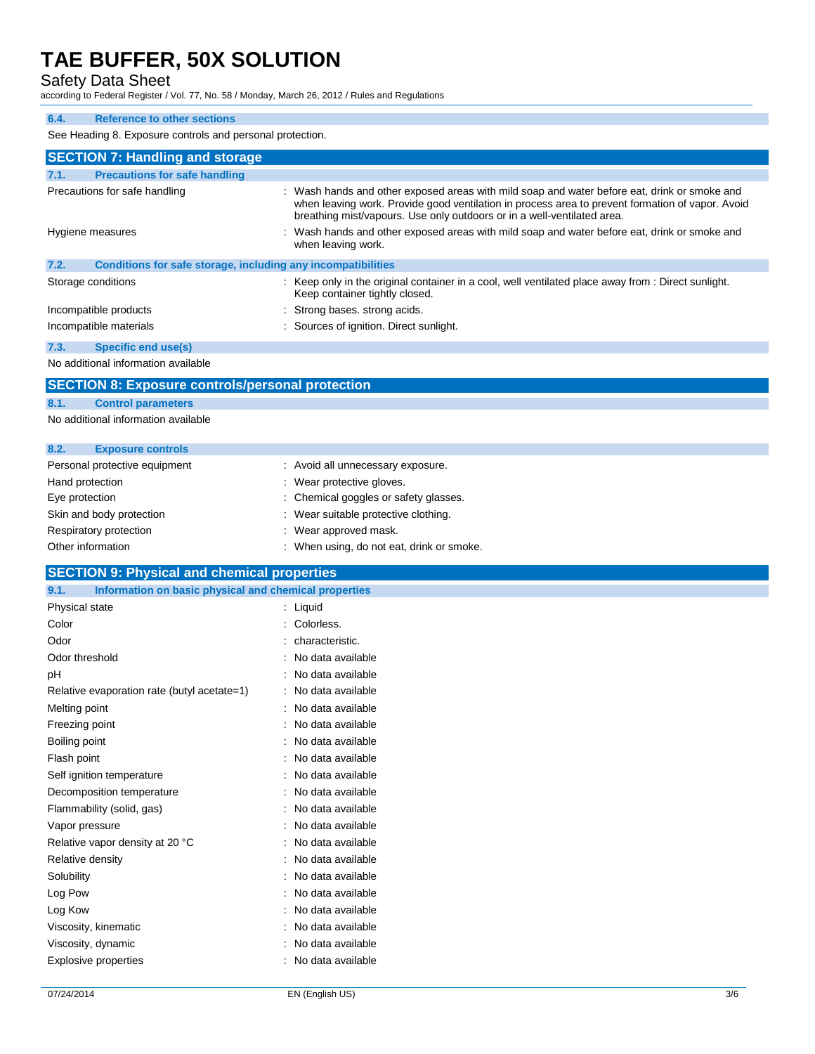### 6.4. Reference to other sections

See Heading 8. Exposure controls and personal protection.

## SECTION 7: Handling and storage

### 7.1. Precautions for safe handling

| | |
|---|---|
| Precautions for safe handling | : Wash hands and other exposed areas with mild soap and water before eat, drink or smoke and when leaving work. Provide good ventilation in process area to prevent formation of vapor. Avoid breathing mist/vapours. Use only outdoors or in a well-ventilated area. |
| Hygiene measures | : Wash hands and other exposed areas with mild soap and water before eat, drink or smoke and when leaving work. |

### 7.2. Conditions for safe storage, including any incompatibilities

| | |
|---|---|
| Storage conditions | : Keep only in the original container in a cool, well ventilated place away from : Direct sunlight. Keep container tightly closed. |
| Incompatible products | : Strong bases. strong acids. |
| Incompatible materials | : Sources of ignition. Direct sunlight. |

### 7.3. Specific end use(s)

No additional information available

## SECTION 8: Exposure controls/personal protection

### 8.1. Control parameters

No additional information available

### 8.2. Exposure controls

| | |
|---|---|
| Personal protective equipment | : Avoid all unnecessary exposure. |
| Hand protection | : Wear protective gloves. |
| Eye protection | : Chemical goggles or safety glasses. |
| Skin and body protection | : Wear suitable protective clothing. |
| Respiratory protection | : Wear approved mask. |
| Other information | : When using, do not eat, drink or smoke. |

## SECTION 9: Physical and chemical properties

### 9.1. Information on basic physical and chemical properties

| | |
|---|---|
| Physical state | : Liquid |
| Color | : Colorless. |
| Odor | : characteristic. |
| Odor threshold | : No data available |
| pH | : No data available |
| Relative evaporation rate (butyl acetate=1) | : No data available |
| Melting point | : No data available |
| Freezing point | : No data available |
| Boiling point | : No data available |
| Flash point | : No data available |
| Self ignition temperature | : No data available |
| Decomposition temperature | : No data available |
| Flammability (solid, gas) | : No data available |
| Vapor pressure | : No data available |
| Relative vapor density at 20 °C | : No data available |
| Relative density | : No data available |
| Solubility | : No data available |
| Log Pow | : No data available |
| Log Kow | : No data available |
| Viscosity, kinematic | : No data available |
| Viscosity, dynamic | : No data available |
| Explosive properties | : No data available |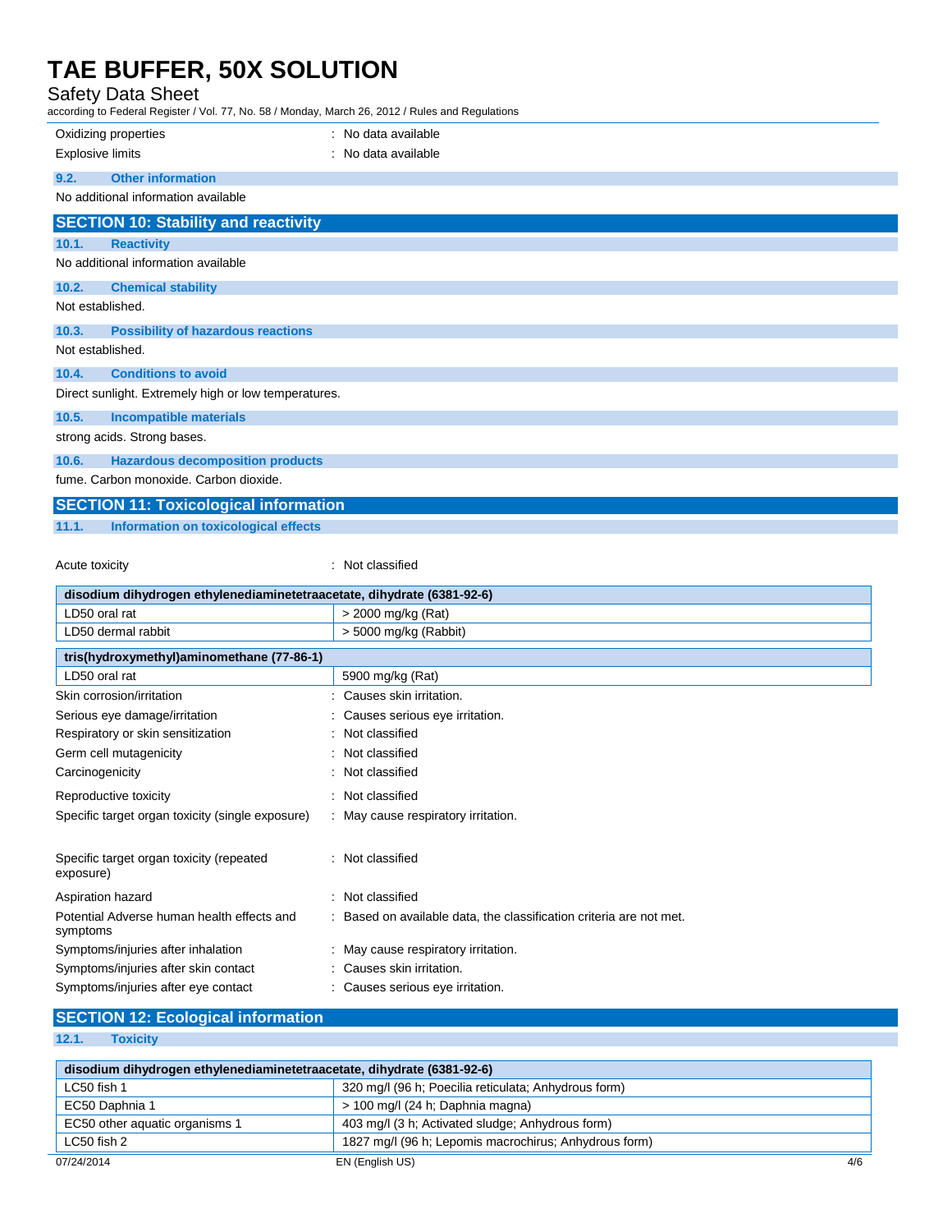| | |
|---|---|
| Oxidizing properties | : No data available |
| Explosive limits | : No data available |

### 9.2. Other information

No additional information available

## SECTION 10: Stability and reactivity

### 10.1. Reactivity

No additional information available

### 10.2. Chemical stability

Not established.

### 10.3. Possibility of hazardous reactions

Not established.

### 10.4. Conditions to avoid

Direct sunlight. Extremely high or low temperatures.

### 10.5. Incompatible materials

strong acids. Strong bases.

### 10.6. Hazardous decomposition products

fume. Carbon monoxide. Carbon dioxide.

## SECTION 11: Toxicological information

### 11.1. Information on toxicological effects

Acute toxicity : Not classified

| disodium dihydrogen ethylenediaminetetraacetate, dihydrate (6381-92-6) | |
|---|---|
| LD50 oral rat | > 2000 mg/kg (Rat) |
| LD50 dermal rabbit | > 5000 mg/kg (Rabbit) |

| tris(hydroxymethyl)aminomethane (77-86-1) | |
|---|---|
| LD50 oral rat | 5900 mg/kg (Rat) |

| | |
|---|---|
| Skin corrosion/irritation | : Causes skin irritation. |
| Serious eye damage/irritation | : Causes serious eye irritation. |
| Respiratory or skin sensitization | : Not classified |
| Germ cell mutagenicity | : Not classified |
| Carcinogenicity | : Not classified |
| Reproductive toxicity | : Not classified |
| Specific target organ toxicity (single exposure) | : May cause respiratory irritation. |
| Specific target organ toxicity (repeated exposure) | : Not classified |
| Aspiration hazard | : Not classified |
| Potential Adverse human health effects and symptoms | : Based on available data, the classification criteria are not met. |
| Symptoms/injuries after inhalation | : May cause respiratory irritation. |
| Symptoms/injuries after skin contact | : Causes skin irritation. |
| Symptoms/injuries after eye contact | : Causes serious eye irritation. |

## SECTION 12: Ecological information

### 12.1. Toxicity

| disodium dihydrogen ethylenediaminetetraacetate, dihydrate (6381-92-6) | |
|---|---|
| LC50 fish 1 | 320 mg/l (96 h; Poecilia reticulata; Anhydrous form) |
| EC50 Daphnia 1 | > 100 mg/l (24 h; Daphnia magna) |
| EC50 other aquatic organisms 1 | 403 mg/l (3 h; Activated sludge; Anhydrous form) |
| LC50 fish 2 | 1827 mg/l (96 h; Lepomis macrochirus; Anhydrous form) |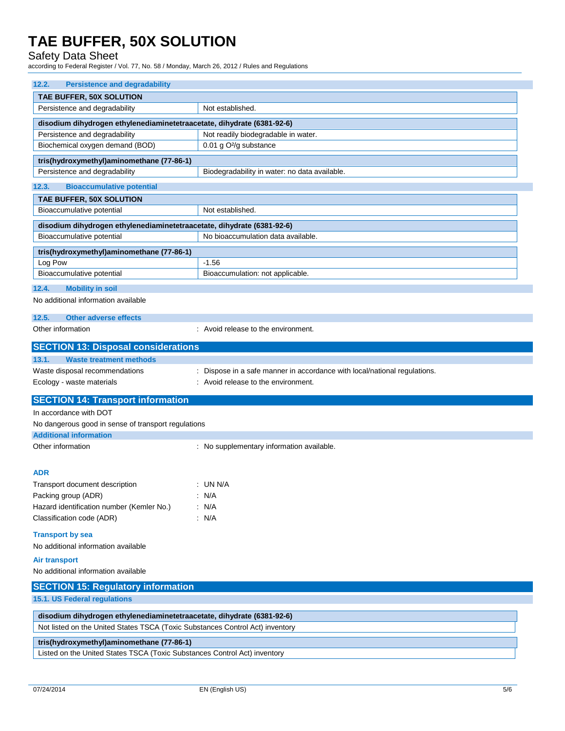### 12.2. Persistence and degradability

| TAE BUFFER, 50X SOLUTION | |
|---|---|
| Persistence and degradability | Not established. |

| disodium dihydrogen ethylenediaminetetraacetate, dihydrate (6381-92-6) | |
|---|---|
| Persistence and degradability | Not readily biodegradable in water. |
| Biochemical oxygen demand (BOD) | 0.01 g $O^2$/g substance |

| tris(hydroxymethyl)aminomethane (77-86-1) | |
|---|---|
| Persistence and degradability | Biodegradability in water: no data available. |

### 12.3. Bioaccumulative potential

| TAE BUFFER, 50X SOLUTION | |
|---|---|
| Bioaccumulative potential | Not established. |

| disodium dihydrogen ethylenediaminetetraacetate, dihydrate (6381-92-6) | |
|---|---|
| Bioaccumulative potential | No bioaccumulation data available. |

| tris(hydroxymethyl)aminomethane (77-86-1) | |
|---|---|
| Log Pow | -1.56 |
| Bioaccumulative potential | Bioaccumulation: not applicable. |

### 12.4. Mobility in soil

No additional information available

### 12.5. Other adverse effects

Other information : Avoid release to the environment.

## SECTION 13: Disposal considerations

### 13.1. Waste treatment methods

Waste disposal recommendations : Dispose in a safe manner in accordance with local/national regulations.

Ecology - waste materials : Avoid release to the environment.

## SECTION 14: Transport information

In accordance with DOT

No dangerous good in sense of transport regulations

### Additional information

Other information : No supplementary information available.

### ADR

Transport document description : UN N/A

Packing group (ADR) : N/A

Hazard identification number (Kemler No.) : N/A

Classification code (ADR) : N/A

### Transport by sea

No additional information available

### Air transport

No additional information available

## SECTION 15: Regulatory information

### 15.1. US Federal regulations

| disodium dihydrogen ethylenediaminetetraacetate, dihydrate (6381-92-6) |
|---|
| Not listed on the United States TSCA (Toxic Substances Control Act) inventory |

| tris(hydroxymethyl)aminomethane (77-86-1) |
|---|
| Listed on the United States TSCA (Toxic Substances Control Act) inventory |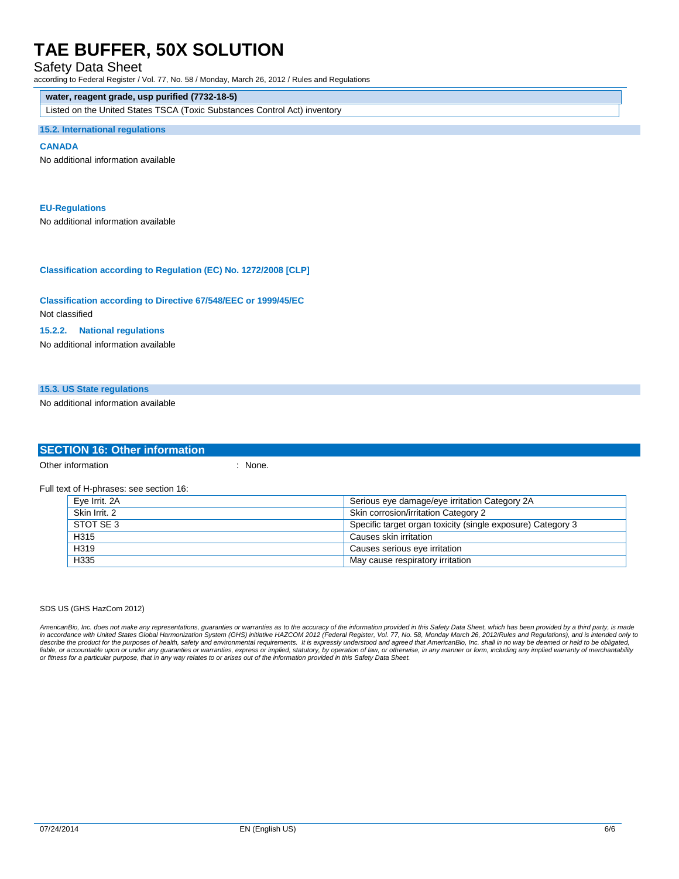| **water, reagent grade, usp purified (7732-18-5)** |
|---|
| Listed on the United States TSCA (Toxic Substances Control Act) inventory |

### 15.2. International regulations

**CANADA**

No additional information available

**EU-Regulations**

No additional information available

**Classification according to Regulation (EC) No. 1272/2008 [CLP]**

**Classification according to Directive 67/548/EEC or 1999/45/EC**

Not classified

**15.2.2. National regulations**

No additional information available

### 15.3. US State regulations

No additional information available

## SECTION 16: Other information

Other information : None.

Full text of H-phrases: see section 16:

| | |
|---|---|
| Eye Irrit. 2A | Serious eye damage/eye irritation Category 2A |
| Skin Irrit. 2 | Skin corrosion/irritation Category 2 |
| STOT SE 3 | Specific target organ toxicity (single exposure) Category 3 |
| H315 | Causes skin irritation |
| H319 | Causes serious eye irritation |
| H335 | May cause respiratory irritation |

SDS US (GHS HazCom 2012)

*AmericanBio, Inc. does not make any representations, guaranties or warranties as to the accuracy of the information provided in this Safety Data Sheet, which has been provided by a third party, is made in accordance with United States Global Harmonization System (GHS) initiative HAZCOM 2012 (Federal Register, Vol. 77, No. 58, Monday March 26, 2012/Rules and Regulations), and is intended only to describe the product for the purposes of health, safety and environmental requirements. It is expressly understood and agreed that AmericanBio, Inc. shall in no way be deemed or held to be obligated, liable, or accountable upon or under any guaranties or warranties, express or implied, statutory, by operation of law, or otherwise, in any manner or form, including any implied warranty of merchantability or fitness for a particular purpose, that in any way relates to or arises out of the information provided in this Safety Data Sheet.*